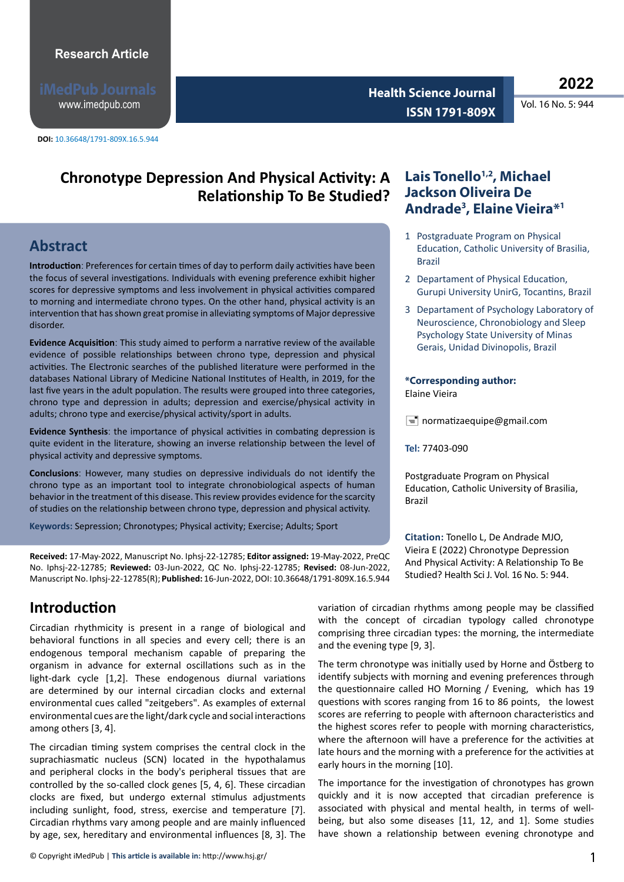Research Article

iMedPub Journals
www.imedpub.com

DOI: 10.36648/1791-809X.16.5.944

# Chronotype Depression And Physical Activity: A Relationship To Be Studied?

**Lais Tonello[1,2], Michael Jackson Oliveira De Andrade[3], Elaine Vieira*[1]**

1 Postgraduate Program on Physical Education, Catholic University of Brasilia, Brazil

2 Departament of Physical Education, Gurupi University UnirG, Tocantins, Brazil

3 Departament of Psychology Laboratory of Neuroscience, Chronobiology and Sleep Psychology State University of Minas Gerais, Unidad Divinopolis, Brazil

**\*Corresponding author:**
Elaine Vieira

normatizaequipe@gmail.com

**Tel:** 77403-090

Postgraduate Program on Physical Education, Catholic University of Brasilia, Brazil

**Citation:** Tonello L, De Andrade MJO, Vieira E (2022) Chronotype Depression And Physical Activity: A Relationship To Be Studied? Health Sci J. Vol. 16 No. 5: 944.

## Abstract

**Introduction**: Preferences for certain times of day to perform daily activities have been the focus of several investigations. Individuals with evening preference exhibit higher scores for depressive symptoms and less involvement in physical activities compared to morning and intermediate chrono types. On the other hand, physical activity is an intervention that has shown great promise in alleviating symptoms of Major depressive disorder.

**Evidence Acquisition**: This study aimed to perform a narrative review of the available evidence of possible relationships between chrono type, depression and physical activities. The Electronic searches of the published literature were performed in the databases National Library of Medicine National Institutes of Health, in 2019, for the last five years in the adult population. The results were grouped into three categories, chrono type and depression in adults; depression and exercise/physical activity in adults; chrono type and exercise/physical activity/sport in adults.

**Evidence Synthesis**: the importance of physical activities in combating depression is quite evident in the literature, showing an inverse relationship between the level of physical activity and depressive symptoms.

**Conclusions**: However, many studies on depressive individuals do not identify the chrono type as an important tool to integrate chronobiological aspects of human behavior in the treatment of this disease. This review provides evidence for the scarcity of studies on the relationship between chrono type, depression and physical activity.

**Keywords:** Sepression; Chronotypes; Physical activity; Exercise; Adults; Sport

**Received:** 17-May-2022, Manuscript No. Iphsj-22-12785; **Editor assigned:** 19-May-2022, PreQC No. Iphsj-22-12785; **Reviewed:** 03-Jun-2022, QC No. Iphsj-22-12785; **Revised:** 08-Jun-2022, Manuscript No. Iphsj-22-12785(R); **Published:** 16-Jun-2022, DOI: 10.36648/1791-809X.16.5.944

## Introduction

Circadian rhythmicity is present in a range of biological and behavioral functions in all species and every cell; there is an endogenous temporal mechanism capable of preparing the organism in advance for external oscillations such as in the light-dark cycle [1,2]. These endogenous diurnal variations are determined by our internal circadian clocks and external environmental cues called "zeitgebers". As examples of external environmental cues are the light/dark cycle and social interactions among others [3, 4].

The circadian timing system comprises the central clock in the suprachiasmatic nucleus (SCN) located in the hypothalamus and peripheral clocks in the body's peripheral tissues that are controlled by the so-called clock genes [5, 4, 6]. These circadian clocks are fixed, but undergo external stimulus adjustments including sunlight, food, stress, exercise and temperature [7]. Circadian rhythms vary among people and are mainly influenced by age, sex, hereditary and environmental influences [8, 3]. The variation of circadian rhythms among people may be classified with the concept of circadian typology called chronotype comprising three circadian types: the morning, the intermediate and the evening type [9, 3].

The term chronotype was initially used by Horne and Östberg to identify subjects with morning and evening preferences through the questionnaire called HO Morning / Evening, which has 19 questions with scores ranging from 16 to 86 points, the lowest scores are referring to people with afternoon characteristics and the highest scores refer to people with morning characteristics, where the afternoon will have a preference for the activities at late hours and the morning with a preference for the activities at early hours in the morning [10].

The importance for the investigation of chronotypes has grown quickly and it is now accepted that circadian preference is associated with physical and mental health, in terms of well-being, but also some diseases [11, 12, and 1]. Some studies have shown a relationship between evening chronotype and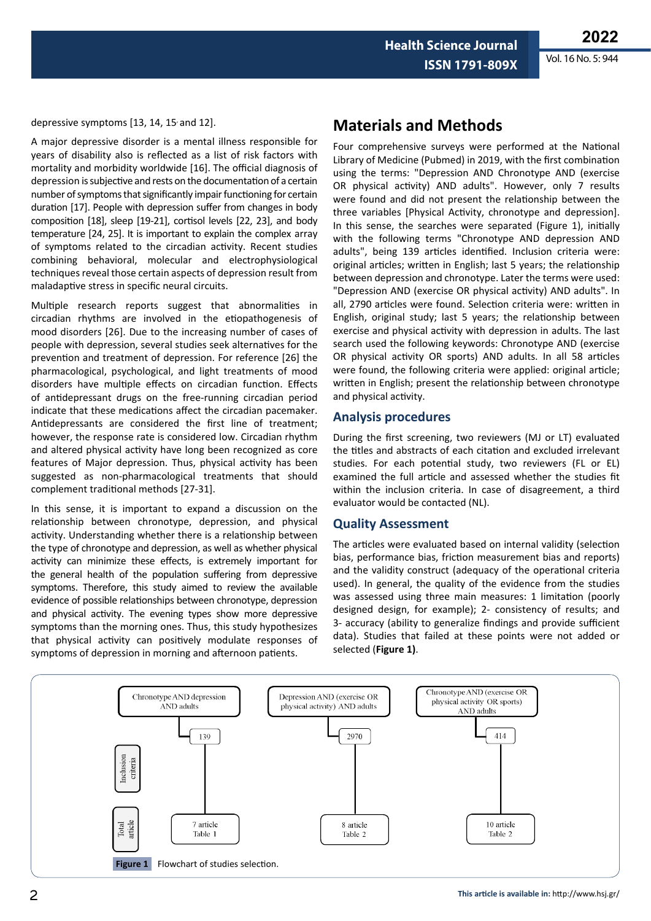depressive symptoms [13, 14, 15, and 12].

A major depressive disorder is a mental illness responsible for years of disability also is reflected as a list of risk factors with mortality and morbidity worldwide [16]. The official diagnosis of depression is subjective and rests on the documentation of a certain number of symptoms that significantly impair functioning for certain duration [17]. People with depression suffer from changes in body composition [18], sleep [19-21], cortisol levels [22, 23], and body temperature [24, 25]. It is important to explain the complex array of symptoms related to the circadian activity. Recent studies combining behavioral, molecular and electrophysiological techniques reveal those certain aspects of depression result from maladaptive stress in specific neural circuits.

Multiple research reports suggest that abnormalities in circadian rhythms are involved in the etiopathogenesis of mood disorders [26]. Due to the increasing number of cases of people with depression, several studies seek alternatives for the prevention and treatment of depression. For reference [26] the pharmacological, psychological, and light treatments of mood disorders have multiple effects on circadian function. Effects of antidepressant drugs on the free-running circadian period indicate that these medications affect the circadian pacemaker. Antidepressants are considered the first line of treatment; however, the response rate is considered low. Circadian rhythm and altered physical activity have long been recognized as core features of Major depression. Thus, physical activity has been suggested as non-pharmacological treatments that should complement traditional methods [27-31].

In this sense, it is important to expand a discussion on the relationship between chronotype, depression, and physical activity. Understanding whether there is a relationship between the type of chronotype and depression, as well as whether physical activity can minimize these effects, is extremely important for the general health of the population suffering from depressive symptoms. Therefore, this study aimed to review the available evidence of possible relationships between chronotype, depression and physical activity. The evening types show more depressive symptoms than the morning ones. Thus, this study hypothesizes that physical activity can positively modulate responses of symptoms of depression in morning and afternoon patients.

# Materials and Methods

Four comprehensive surveys were performed at the National Library of Medicine (Pubmed) in 2019, with the first combination using the terms: "Depression AND Chronotype AND (exercise OR physical activity) AND adults". However, only 7 results were found and did not present the relationship between the three variables [Physical Activity, chronotype and depression]. In this sense, the searches were separated (Figure 1), initially with the following terms "Chronotype AND depression AND adults", being 139 articles identified. Inclusion criteria were: original articles; written in English; last 5 years; the relationship between depression and chronotype. Later the terms were used: "Depression AND (exercise OR physical activity) AND adults". In all, 2790 articles were found. Selection criteria were: written in English, original study; last 5 years; the relationship between exercise and physical activity with depression in adults. The last search used the following keywords: Chronotype AND (exercise OR physical activity OR sports) AND adults. In all 58 articles were found, the following criteria were applied: original article; written in English; present the relationship between chronotype and physical activity.

## Analysis procedures

During the first screening, two reviewers (MJ or LT) evaluated the titles and abstracts of each citation and excluded irrelevant studies. For each potential study, two reviewers (FL or EL) examined the full article and assessed whether the studies fit within the inclusion criteria. In case of disagreement, a third evaluator would be contacted (NL).

## Quality Assessment

The articles were evaluated based on internal validity (selection bias, performance bias, friction measurement bias and reports) and the validity construct (adequacy of the operational criteria used). In general, the quality of the evidence from the studies was assessed using three main measures: 1 limitation (poorly designed design, for example); 2- consistency of results; and 3- accuracy (ability to generalize findings and provide sufficient data). Studies that failed at these points were not added or selected (**Figure 1**).

| | Chronotype AND depression AND adults | Depression AND (exercise OR physical activity) AND adults | Chronotype AND (exercise OR physical activity OR sports) AND adults |
|---|---|---|---|
| | 139 | 2970 | 414 |
| Inclusion criteria | | | |
| Total article | 7 article Table 1 | 8 article Table 2 | 10 article Table 2 |

**Figure 1** Flowchart of studies selection.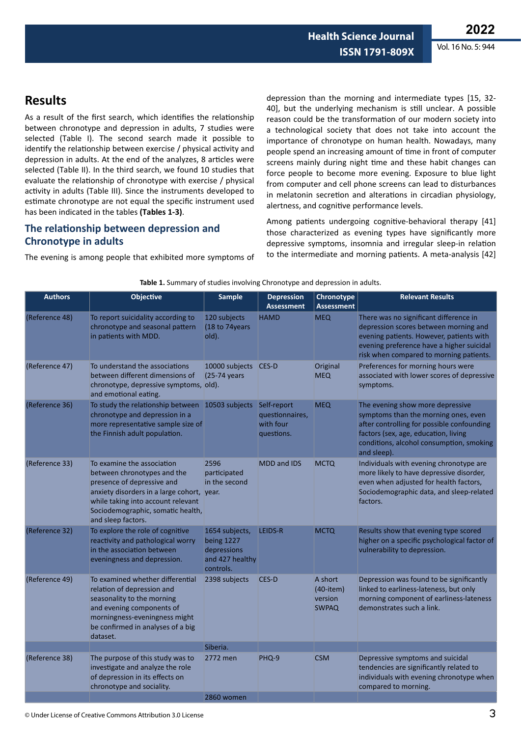## Results

As a result of the first search, which identifies the relationship between chronotype and depression in adults, 7 studies were selected (Table I). The second search made it possible to identify the relationship between exercise / physical activity and depression in adults. At the end of the analyzes, 8 articles were selected (Table II). In the third search, we found 10 studies that evaluate the relationship of chronotype with exercise / physical activity in adults (Table III). Since the instruments developed to estimate chronotype are not equal the specific instrument used has been indicated in the tables **(Tables 1-3)**.

### The relationship between depression and Chronotype in adults

The evening is among people that exhibited more symptoms of depression than the morning and intermediate types [15, 32-40], but the underlying mechanism is still unclear. A possible reason could be the transformation of our modern society into a technological society that does not take into account the importance of chronotype on human health. Nowadays, many people spend an increasing amount of time in front of computer screens mainly during night time and these habit changes can force people to become more evening. Exposure to blue light from computer and cell phone screens can lead to disturbances in melatonin secretion and alterations in circadian physiology, alertness, and cognitive performance levels.

Among patients undergoing cognitive-behavioral therapy [41] those characterized as evening types have significantly more depressive symptoms, insomnia and irregular sleep-in relation to the intermediate and morning patients. A meta-analysis [42]

**Table 1.** Summary of studies involving Chronotype and depression in adults.

| Authors | Objective | Sample | Depression Assessment | Chronotype Assessment | Relevant Results |
|---|---|---|---|---|---|
| (Reference 48) | To report suicidality according to chronotype and seasonal pattern in patients with MDD. | 120 subjects (18 to 74years old). | HAMD | MEQ | There was no significant difference in depression scores between morning and evening patients. However, patients with evening preference have a higher suicidal risk when compared to morning patients. |
| (Reference 47) | To understand the associations between different dimensions of chronotype, depressive symptoms, and emotional eating. | 10000 subjects (25-74 years old). | CES-D | Original MEQ | Preferences for morning hours were associated with lower scores of depressive symptoms. |
| (Reference 36) | To study the relationship between chronotype and depression in a more representative sample size of the Finnish adult population. | 10503 subjects | Self-report questionnaires, with four questions. | MEQ | The evening show more depressive symptoms than the morning ones, even after controlling for possible confounding factors (sex, age, education, living conditions, alcohol consumption, smoking and sleep). |
| (Reference 33) | To examine the association between chronotypes and the presence of depressive and anxiety disorders in a large cohort, while taking into account relevant Sociodemographic, somatic health, and sleep factors. | 2596 participated in the second year. | MDD and IDS | MCTQ | Individuals with evening chronotype are more likely to have depressive disorder, even when adjusted for health factors, Sociodemographic data, and sleep-related factors. |
| (Reference 32) | To explore the role of cognitive reactivity and pathological worry in the association between eveningness and depression. | 1654 subjects, being 1227 depressions and 427 healthy controls. | LEIDS-R | MCTQ | Results show that evening type scored higher on a specific psychological factor of vulnerability to depression. |
| (Reference 49) | To examined whether differential relation of depression and seasonality to the morning and evening components of morningness-eveningness might be confirmed in analyses of a big dataset. | 2398 subjects | CES-D | A short (40-item) version SWPAQ | Depression was found to be significantly linked to earliness-lateness, but only morning component of earliness-lateness demonstrates such a link. |
| | | Siberia. | | | |
| (Reference 38) | The purpose of this study was to investigate and analyze the role of depression in its effects on chronotype and sociality. | 2772 men | PHQ-9 | CSM | Depressive symptoms and suicidal tendencies are significantly related to individuals with evening chronotype when compared to morning. |
| | | 2860 women | | | |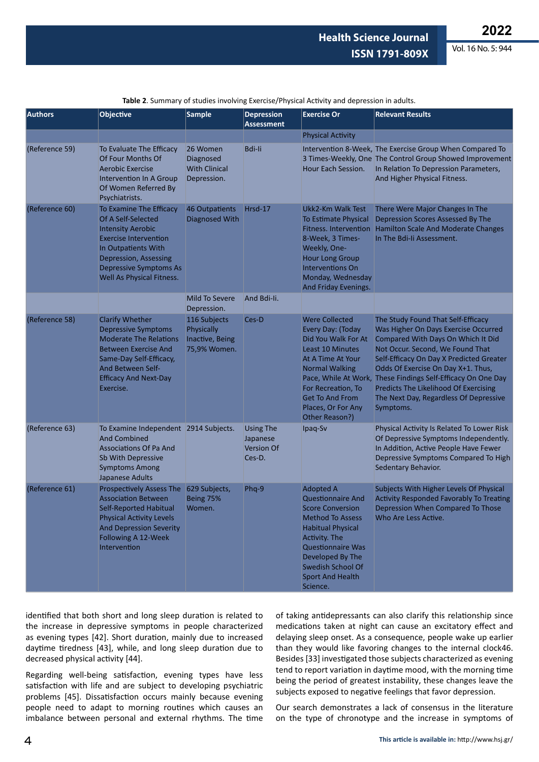**Table 2**. Summary of studies involving Exercise/Physical Activity and depression in adults.

| Authors | Objective | Sample | Depression Assessment | Exercise Or Physical Activity | Relevant Results |
|---|---|---|---|---|---|
| (Reference 59) | To Evaluate The Efficacy Of Four Months Of Aerobic Exercise Intervention In A Group Of Women Referred By Psychiatrists. | 26 Women Diagnosed With Clinical Depression. | Bdi-Ii | Intervention 8-Week, 3 Times-Weekly, One Hour Each Session. | The Exercise Group When Compared To The Control Group Showed Improvement In Relation To Depression Parameters, And Higher Physical Fitness. |
| (Reference 60) | To Examine The Efficacy Of A Self-Selected Intensity Aerobic Exercise Intervention In Outpatients With Depression, Assessing Depressive Symptoms As Well As Physical Fitness. | 46 Outpatients Diagnosed With Mild To Severe Depression. | Hrsd-17 And Bdi-Ii. | Ukk2-Km Walk Test To Estimate Physical Fitness. Intervention 8-Week, 3 Times-Weekly, One-Hour Long Group Interventions On Monday, Wednesday And Friday Evenings. | There Were Major Changes In The Depression Scores Assessed By The Hamilton Scale And Moderate Changes In The Bdi-Ii Assessment. |
| (Reference 58) | Clarify Whether Depressive Symptoms Moderate The Relations Between Exercise And Same-Day Self-Efficacy, And Between Self-Efficacy And Next-Day Exercise. | 116 Subjects Physically Inactive, Being 75,9% Women. | Ces-D | Were Collected Every Day: (Today Did You Walk For At Least 10 Minutes At A Time At Your Normal Walking Pace, While At Work, For Recreation, To Get To And From Places, Or For Any Other Reason?) | The Study Found That Self-Efficacy Was Higher On Days Exercise Occurred Compared With Days On Which It Did Not Occur. Second, We Found That Self-Efficacy On Day X Predicted Greater Odds Of Exercise On Day X+1. Thus, These Findings Self-Efficacy On One Day Predicts The Likelihood Of Exercising The Next Day, Regardless Of Depressive Symptoms. |
| (Reference 63) | To Examine Independent And Combined Associations Of Pa And Sb With Depressive Symptoms Among Japanese Adults | 2914 Subjects. | Using The Japanese Version Of Ces-D. | Ipaq-Sv | Physical Activity Is Related To Lower Risk Of Depressive Symptoms Independently. In Addition, Active People Have Fewer Depressive Symptoms Compared To High Sedentary Behavior. |
| (Reference 61) | Prospectively Assess The Association Between Self-Reported Habitual Physical Activity Levels And Depression Severity Following A 12-Week Intervention | 629 Subjects, Being 75% Women. | Phq-9 | Adopted A Questionnaire And Score Conversion Method To Assess Habitual Physical Activity. The Questionnaire Was Developed By The Swedish School Of Sport And Health Science. | Subjects With Higher Levels Of Physical Activity Responded Favorably To Treating Depression When Compared To Those Who Are Less Active. |

identified that both short and long sleep duration is related to the increase in depressive symptoms in people characterized as evening types [42]. Short duration, mainly due to increased daytime tiredness [43], while, and long sleep duration due to decreased physical activity [44].

Regarding well-being satisfaction, evening types have less satisfaction with life and are subject to developing psychiatric problems [45]. Dissatisfaction occurs mainly because evening people need to adapt to morning routines which causes an imbalance between personal and external rhythms. The time of taking antidepressants can also clarify this relationship since medications taken at night can cause an excitatory effect and delaying sleep onset. As a consequence, people wake up earlier than they would like favoring changes to the internal clock46. Besides [33] investigated those subjects characterized as evening tend to report variation in daytime mood, with the morning time being the period of greatest instability, these changes leave the subjects exposed to negative feelings that favor depression.

Our search demonstrates a lack of consensus in the literature on the type of chronotype and the increase in symptoms of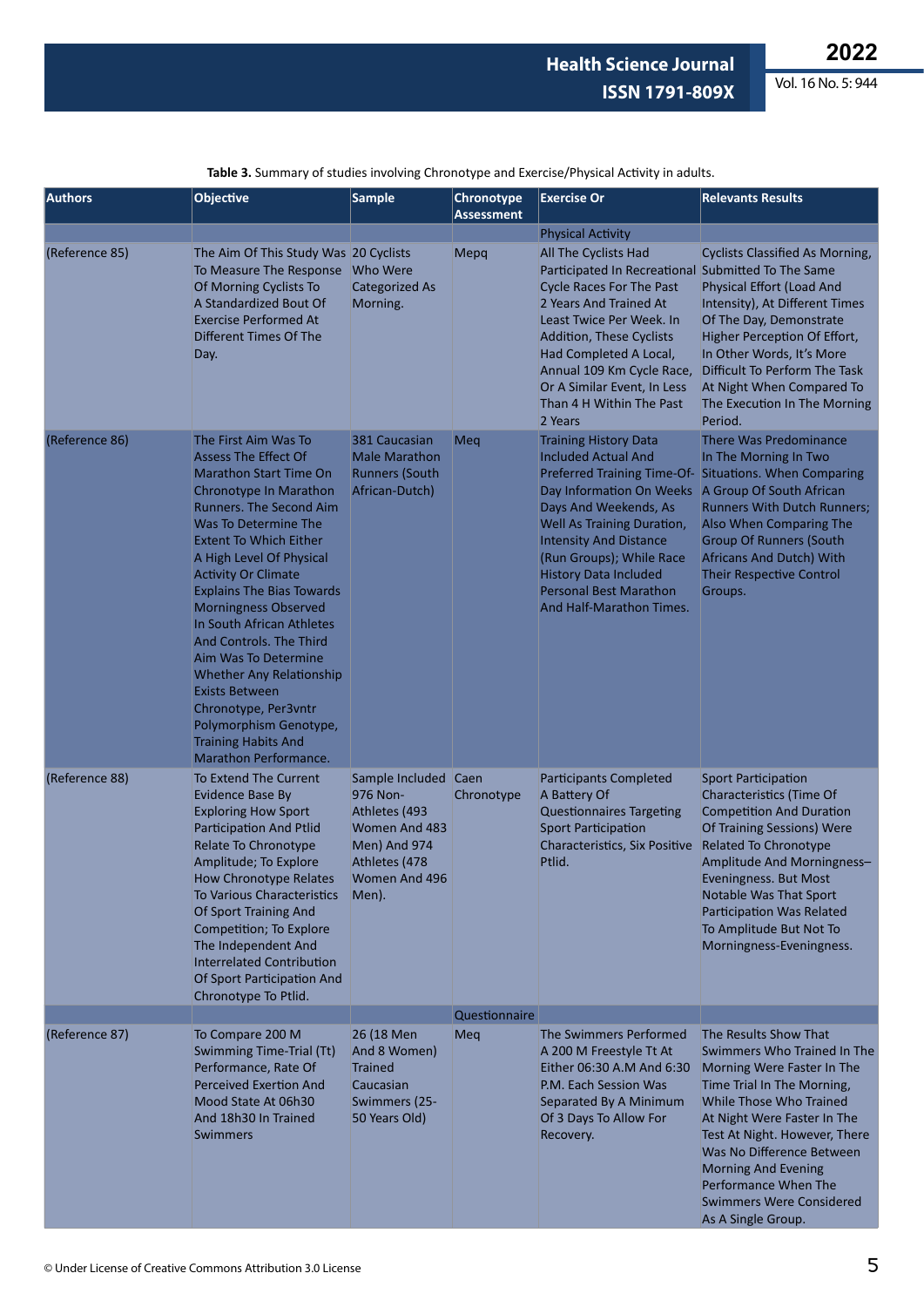**Table 3.** Summary of studies involving Chronotype and Exercise/Physical Activity in adults.

| Authors | Objective | Sample | Chronotype Assessment | Exercise Or Physical Activity | Relevants Results |
|---|---|---|---|---|---|
| (Reference 85) | The Aim Of This Study Was To Measure The Response Of Morning Cyclists To A Standardized Bout Of Exercise Performed At Different Times Of The Day. | 20 Cyclists Who Were Categorized As Morning. | Mepq | All The Cyclists Had Participated In Recreational Cycle Races For The Past 2 Years And Trained At Least Twice Per Week. In Addition, These Cyclists Had Completed A Local, Annual 109 Km Cycle Race, Or A Similar Event, In Less Than 4 H Within The Past 2 Years | Cyclists Classified As Morning, Submitted To The Same Physical Effort (Load And Intensity), At Different Times Of The Day, Demonstrate Higher Perception Of Effort, In Other Words, It's More Difficult To Perform The Task At Night When Compared To The Execution In The Morning Period. |
| (Reference 86) | The First Aim Was To Assess The Effect Of Marathon Start Time On Chronotype In Marathon Runners. The Second Aim Was To Determine The Extent To Which Either A High Level Of Physical Activity Or Climate Explains The Bias Towards Morningness Observed In South African Athletes And Controls. The Third Aim Was To Determine Whether Any Relationship Exists Between Chronotype, Per3vntr Polymorphism Genotype, Training Habits And Marathon Performance. | 381 Caucasian Male Marathon Runners (South African-Dutch) | Meq | Training History Data Included Actual And Preferred Training Time-Of-Day Information On Weeks Days And Weekends, As Well As Training Duration, Intensity And Distance (Run Groups); While Race History Data Included Personal Best Marathon And Half-Marathon Times. | There Was Predominance In The Morning In Two Situations. When Comparing A Group Of South African Runners With Dutch Runners; Also When Comparing The Group Of Runners (South Africans And Dutch) With Their Respective Control Groups. |
| (Reference 88) | To Extend The Current Evidence Base By Exploring How Sport Participation And Ptlid Relate To Chronotype Amplitude; To Explore How Chronotype Relates To Various Characteristics Of Sport Training And Competition; To Explore The Independent And Interrelated Contribution Of Sport Participation And Chronotype To Ptlid. | Sample Included 976 Non-Athletes (493 Women And 483 Men) And 974 Athletes (478 Women And 496 Men). | Caen Chronotype Questionnaire | Participants Completed A Battery Of Questionnaires Targeting Sport Participation Characteristics, Six Positive Ptlid. | Sport Participation Characteristics (Time Of Competition And Duration Of Training Sessions) Were Related To Chronotype Amplitude And Morningness–Eveningness. But Most Notable Was That Sport Participation Was Related To Amplitude But Not To Morningness-Eveningness. |
| (Reference 87) | To Compare 200 M Swimming Time-Trial (Tt) Performance, Rate Of Perceived Exertion And Mood State At 06h30 And 18h30 In Trained Swimmers | 26 (18 Men And 8 Women) Trained Caucasian Swimmers (25-50 Years Old) | Meq | The Swimmers Performed A 200 M Freestyle Tt At Either 06:30 A.M And 6:30 P.M. Each Session Was Separated By A Minimum Of 3 Days To Allow For Recovery. | The Results Show That Swimmers Who Trained In The Morning Were Faster In The Time Trial In The Morning, While Those Who Trained At Night Were Faster In The Test At Night. However, There Was No Difference Between Morning And Evening Performance When The Swimmers Were Considered As A Single Group. |

© Under License of Creative Commons Attribution 3.0 License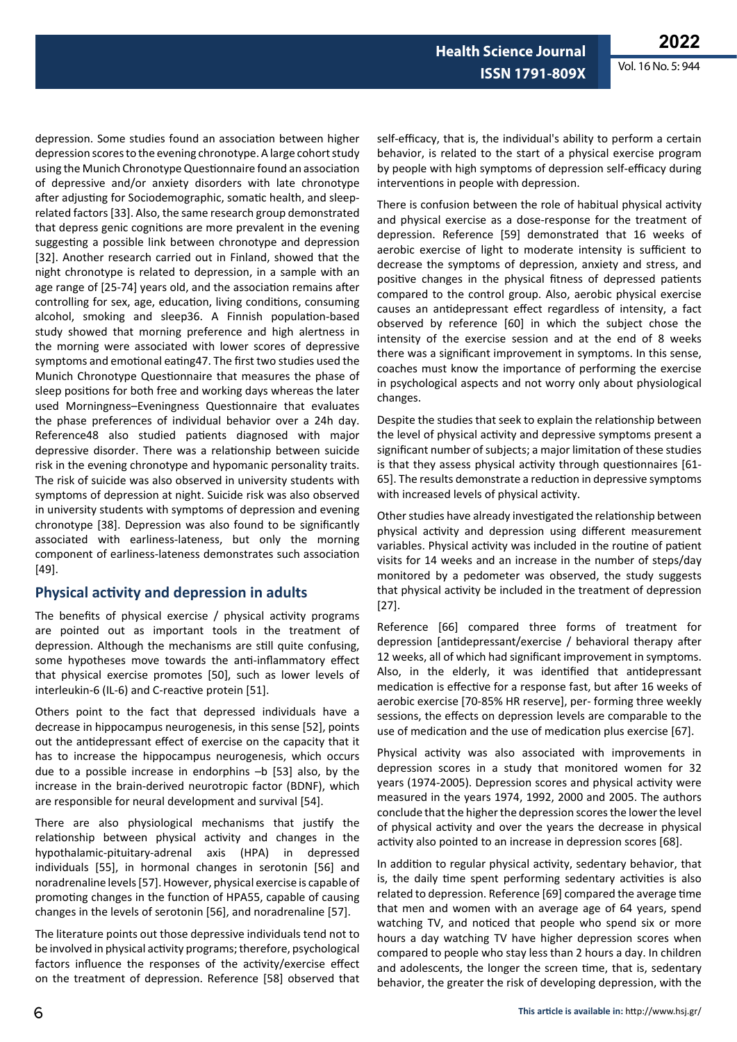depression. Some studies found an association between higher depression scores to the evening chronotype. A large cohort study using the Munich Chronotype Questionnaire found an association of depressive and/or anxiety disorders with late chronotype after adjusting for Sociodemographic, somatic health, and sleep-related factors [33]. Also, the same research group demonstrated that depress genic cognitions are more prevalent in the evening suggesting a possible link between chronotype and depression [32]. Another research carried out in Finland, showed that the night chronotype is related to depression, in a sample with an age range of [25-74] years old, and the association remains after controlling for sex, age, education, living conditions, consuming alcohol, smoking and sleep36. A Finnish population-based study showed that morning preference and high alertness in the morning were associated with lower scores of depressive symptoms and emotional eating47. The first two studies used the Munich Chronotype Questionnaire that measures the phase of sleep positions for both free and working days whereas the later used Morningness–Eveningness Questionnaire that evaluates the phase preferences of individual behavior over a 24h day. Reference48 also studied patients diagnosed with major depressive disorder. There was a relationship between suicide risk in the evening chronotype and hypomanic personality traits. The risk of suicide was also observed in university students with symptoms of depression at night. Suicide risk was also observed in university students with symptoms of depression and evening chronotype [38]. Depression was also found to be significantly associated with earliness-lateness, but only the morning component of earliness-lateness demonstrates such association [49].

## Physical activity and depression in adults

The benefits of physical exercise / physical activity programs are pointed out as important tools in the treatment of depression. Although the mechanisms are still quite confusing, some hypotheses move towards the anti-inflammatory effect that physical exercise promotes [50], such as lower levels of interleukin-6 (IL-6) and C-reactive protein [51].

Others point to the fact that depressed individuals have a decrease in hippocampus neurogenesis, in this sense [52], points out the antidepressant effect of exercise on the capacity that it has to increase the hippocampus neurogenesis, which occurs due to a possible increase in endorphins –b [53] also, by the increase in the brain-derived neurotropic factor (BDNF), which are responsible for neural development and survival [54].

There are also physiological mechanisms that justify the relationship between physical activity and changes in the hypothalamic-pituitary-adrenal axis (HPA) in depressed individuals [55], in hormonal changes in serotonin [56] and noradrenaline levels [57]. However, physical exercise is capable of promoting changes in the function of HPA55, capable of causing changes in the levels of serotonin [56], and noradrenaline [57].

The literature points out those depressive individuals tend not to be involved in physical activity programs; therefore, psychological factors influence the responses of the activity/exercise effect on the treatment of depression. Reference [58] observed that self-efficacy, that is, the individual's ability to perform a certain behavior, is related to the start of a physical exercise program by people with high symptoms of depression self-efficacy during interventions in people with depression.

There is confusion between the role of habitual physical activity and physical exercise as a dose-response for the treatment of depression. Reference [59] demonstrated that 16 weeks of aerobic exercise of light to moderate intensity is sufficient to decrease the symptoms of depression, anxiety and stress, and positive changes in the physical fitness of depressed patients compared to the control group. Also, aerobic physical exercise causes an antidepressant effect regardless of intensity, a fact observed by reference [60] in which the subject chose the intensity of the exercise session and at the end of 8 weeks there was a significant improvement in symptoms. In this sense, coaches must know the importance of performing the exercise in psychological aspects and not worry only about physiological changes.

Despite the studies that seek to explain the relationship between the level of physical activity and depressive symptoms present a significant number of subjects; a major limitation of these studies is that they assess physical activity through questionnaires [61-65]. The results demonstrate a reduction in depressive symptoms with increased levels of physical activity.

Other studies have already investigated the relationship between physical activity and depression using different measurement variables. Physical activity was included in the routine of patient visits for 14 weeks and an increase in the number of steps/day monitored by a pedometer was observed, the study suggests that physical activity be included in the treatment of depression [27].

Reference [66] compared three forms of treatment for depression [antidepressant/exercise / behavioral therapy after 12 weeks, all of which had significant improvement in symptoms. Also, in the elderly, it was identified that antidepressant medication is effective for a response fast, but after 16 weeks of aerobic exercise [70-85% HR reserve], per- forming three weekly sessions, the effects on depression levels are comparable to the use of medication and the use of medication plus exercise [67].

Physical activity was also associated with improvements in depression scores in a study that monitored women for 32 years (1974-2005). Depression scores and physical activity were measured in the years 1974, 1992, 2000 and 2005. The authors conclude that the higher the depression scores the lower the level of physical activity and over the years the decrease in physical activity also pointed to an increase in depression scores [68].

In addition to regular physical activity, sedentary behavior, that is, the daily time spent performing sedentary activities is also related to depression. Reference [69] compared the average time that men and women with an average age of 64 years, spend watching TV, and noticed that people who spend six or more hours a day watching TV have higher depression scores when compared to people who stay less than 2 hours a day. In children and adolescents, the longer the screen time, that is, sedentary behavior, the greater the risk of developing depression, with the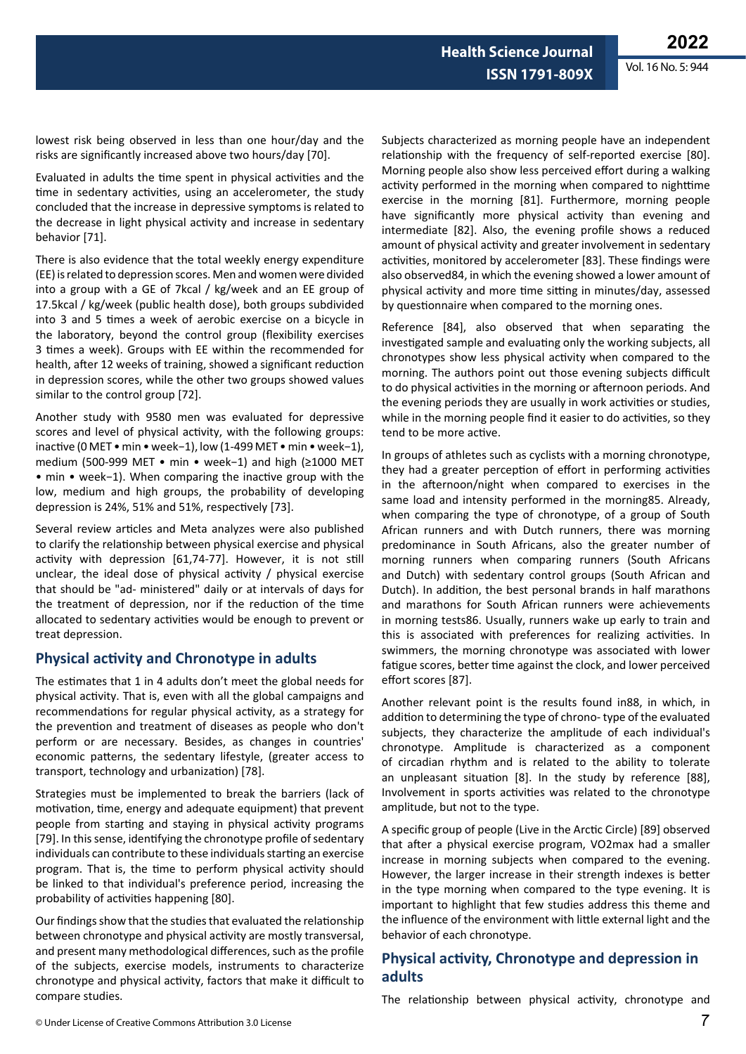lowest risk being observed in less than one hour/day and the risks are significantly increased above two hours/day [70].

Evaluated in adults the time spent in physical activities and the time in sedentary activities, using an accelerometer, the study concluded that the increase in depressive symptoms is related to the decrease in light physical activity and increase in sedentary behavior [71].

There is also evidence that the total weekly energy expenditure (EE) is related to depression scores. Men and women were divided into a group with a GE of 7kcal / kg/week and an EE group of 17.5kcal / kg/week (public health dose), both groups subdivided into 3 and 5 times a week of aerobic exercise on a bicycle in the laboratory, beyond the control group (flexibility exercises 3 times a week). Groups with EE within the recommended for health, after 12 weeks of training, showed a significant reduction in depression scores, while the other two groups showed values similar to the control group [72].

Another study with 9580 men was evaluated for depressive scores and level of physical activity, with the following groups: inactive (0 MET • min • week−1), low (1-499 MET • min • week−1), medium (500-999 MET • min • week−1) and high (≥1000 MET • min • week−1). When comparing the inactive group with the low, medium and high groups, the probability of developing depression is 24%, 51% and 51%, respectively [73].

Several review articles and Meta analyzes were also published to clarify the relationship between physical exercise and physical activity with depression [61,74-77]. However, it is not still unclear, the ideal dose of physical activity / physical exercise that should be "ad- ministered" daily or at intervals of days for the treatment of depression, nor if the reduction of the time allocated to sedentary activities would be enough to prevent or treat depression.

## Physical activity and Chronotype in adults

The estimates that 1 in 4 adults don't meet the global needs for physical activity. That is, even with all the global campaigns and recommendations for regular physical activity, as a strategy for the prevention and treatment of diseases as people who don't perform or are necessary. Besides, as changes in countries' economic patterns, the sedentary lifestyle, (greater access to transport, technology and urbanization) [78].

Strategies must be implemented to break the barriers (lack of motivation, time, energy and adequate equipment) that prevent people from starting and staying in physical activity programs [79]. In this sense, identifying the chronotype profile of sedentary individuals can contribute to these individuals starting an exercise program. That is, the time to perform physical activity should be linked to that individual's preference period, increasing the probability of activities happening [80].

Our findings show that the studies that evaluated the relationship between chronotype and physical activity are mostly transversal, and present many methodological differences, such as the profile of the subjects, exercise models, instruments to characterize chronotype and physical activity, factors that make it difficult to compare studies.

Subjects characterized as morning people have an independent relationship with the frequency of self-reported exercise [80]. Morning people also show less perceived effort during a walking activity performed in the morning when compared to nighttime exercise in the morning [81]. Furthermore, morning people have significantly more physical activity than evening and intermediate [82]. Also, the evening profile shows a reduced amount of physical activity and greater involvement in sedentary activities, monitored by accelerometer [83]. These findings were also observed84, in which the evening showed a lower amount of physical activity and more time sitting in minutes/day, assessed by questionnaire when compared to the morning ones.

Reference [84], also observed that when separating the investigated sample and evaluating only the working subjects, all chronotypes show less physical activity when compared to the morning. The authors point out those evening subjects difficult to do physical activities in the morning or afternoon periods. And the evening periods they are usually in work activities or studies, while in the morning people find it easier to do activities, so they tend to be more active.

In groups of athletes such as cyclists with a morning chronotype, they had a greater perception of effort in performing activities in the afternoon/night when compared to exercises in the same load and intensity performed in the morning85. Already, when comparing the type of chronotype, of a group of South African runners and with Dutch runners, there was morning predominance in South Africans, also the greater number of morning runners when comparing runners (South Africans and Dutch) with sedentary control groups (South African and Dutch). In addition, the best personal brands in half marathons and marathons for South African runners were achievements in morning tests86. Usually, runners wake up early to train and this is associated with preferences for realizing activities. In swimmers, the morning chronotype was associated with lower fatigue scores, better time against the clock, and lower perceived effort scores [87].

Another relevant point is the results found in88, in which, in addition to determining the type of chrono- type of the evaluated subjects, they characterize the amplitude of each individual's chronotype. Amplitude is characterized as a component of circadian rhythm and is related to the ability to tolerate an unpleasant situation [8]. In the study by reference [88], Involvement in sports activities was related to the chronotype amplitude, but not to the type.

A specific group of people (Live in the Arctic Circle) [89] observed that after a physical exercise program, VO2max had a smaller increase in morning subjects when compared to the evening. However, the larger increase in their strength indexes is better in the type morning when compared to the type evening. It is important to highlight that few studies address this theme and the influence of the environment with little external light and the behavior of each chronotype.

## Physical activity, Chronotype and depression in adults

The relationship between physical activity, chronotype and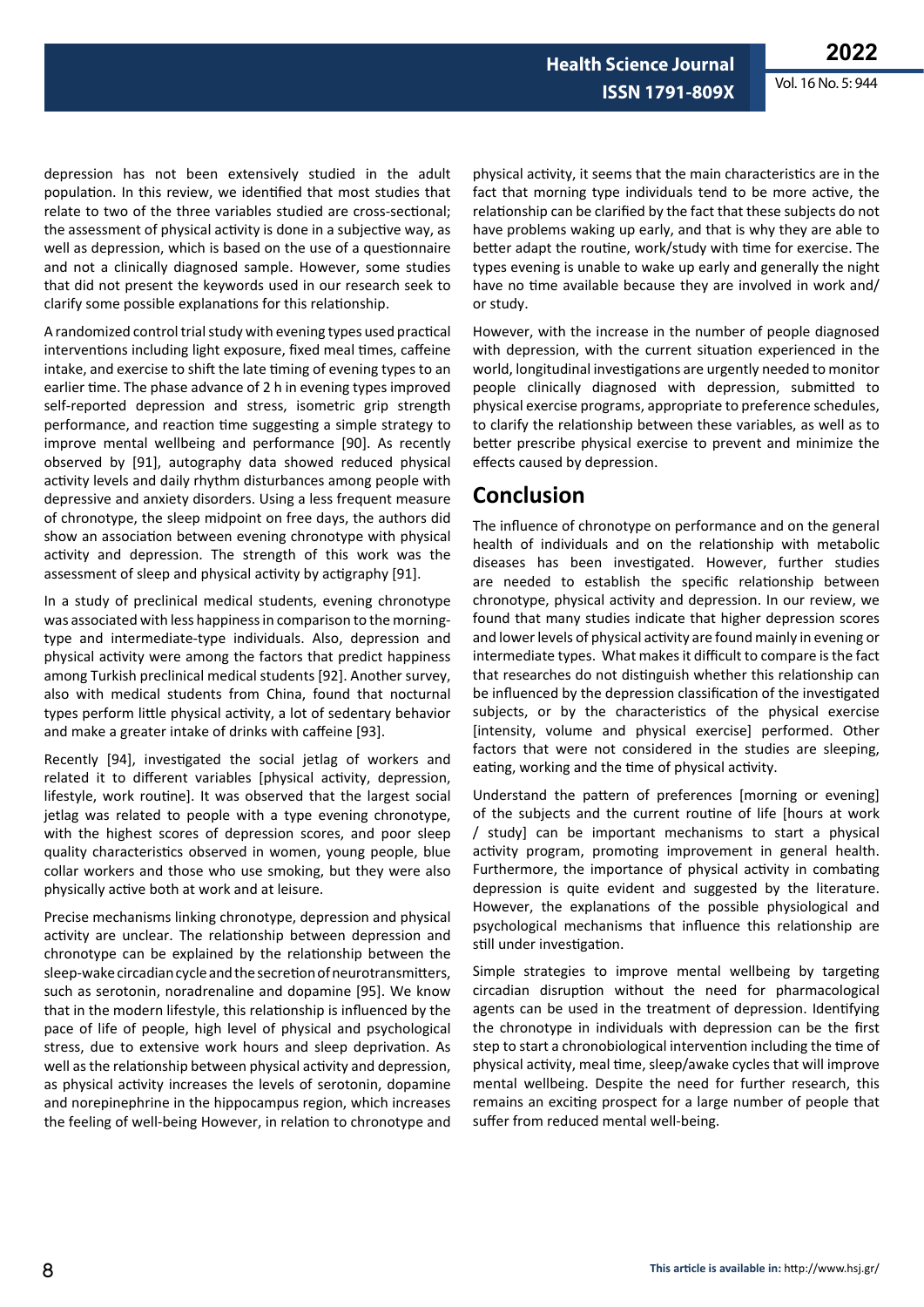depression has not been extensively studied in the adult population. In this review, we identified that most studies that relate to two of the three variables studied are cross-sectional; the assessment of physical activity is done in a subjective way, as well as depression, which is based on the use of a questionnaire and not a clinically diagnosed sample. However, some studies that did not present the keywords used in our research seek to clarify some possible explanations for this relationship.

A randomized control trial study with evening types used practical interventions including light exposure, fixed meal times, caffeine intake, and exercise to shift the late timing of evening types to an earlier time. The phase advance of 2 h in evening types improved self-reported depression and stress, isometric grip strength performance, and reaction time suggesting a simple strategy to improve mental wellbeing and performance [90]. As recently observed by [91], autography data showed reduced physical activity levels and daily rhythm disturbances among people with depressive and anxiety disorders. Using a less frequent measure of chronotype, the sleep midpoint on free days, the authors did show an association between evening chronotype with physical activity and depression. The strength of this work was the assessment of sleep and physical activity by actigraphy [91].

In a study of preclinical medical students, evening chronotype was associated with less happiness in comparison to the morning-type and intermediate-type individuals. Also, depression and physical activity were among the factors that predict happiness among Turkish preclinical medical students [92]. Another survey, also with medical students from China, found that nocturnal types perform little physical activity, a lot of sedentary behavior and make a greater intake of drinks with caffeine [93].

Recently [94], investigated the social jetlag of workers and related it to different variables [physical activity, depression, lifestyle, work routine]. It was observed that the largest social jetlag was related to people with a type evening chronotype, with the highest scores of depression scores, and poor sleep quality characteristics observed in women, young people, blue collar workers and those who use smoking, but they were also physically active both at work and at leisure.

Precise mechanisms linking chronotype, depression and physical activity are unclear. The relationship between depression and chronotype can be explained by the relationship between the sleep-wake circadian cycle and the secretion of neurotransmitters, such as serotonin, noradrenaline and dopamine [95]. We know that in the modern lifestyle, this relationship is influenced by the pace of life of people, high level of physical and psychological stress, due to extensive work hours and sleep deprivation. As well as the relationship between physical activity and depression, as physical activity increases the levels of serotonin, dopamine and norepinephrine in the hippocampus region, which increases the feeling of well-being However, in relation to chronotype and physical activity, it seems that the main characteristics are in the fact that morning type individuals tend to be more active, the relationship can be clarified by the fact that these subjects do not have problems waking up early, and that is why they are able to better adapt the routine, work/study with time for exercise. The types evening is unable to wake up early and generally the night have no time available because they are involved in work and/or study.

However, with the increase in the number of people diagnosed with depression, with the current situation experienced in the world, longitudinal investigations are urgently needed to monitor people clinically diagnosed with depression, submitted to physical exercise programs, appropriate to preference schedules, to clarify the relationship between these variables, as well as to better prescribe physical exercise to prevent and minimize the effects caused by depression.

## Conclusion

The influence of chronotype on performance and on the general health of individuals and on the relationship with metabolic diseases has been investigated. However, further studies are needed to establish the specific relationship between chronotype, physical activity and depression. In our review, we found that many studies indicate that higher depression scores and lower levels of physical activity are found mainly in evening or intermediate types. What makes it difficult to compare is the fact that researches do not distinguish whether this relationship can be influenced by the depression classification of the investigated subjects, or by the characteristics of the physical exercise [intensity, volume and physical exercise] performed. Other factors that were not considered in the studies are sleeping, eating, working and the time of physical activity.

Understand the pattern of preferences [morning or evening] of the subjects and the current routine of life [hours at work / study] can be important mechanisms to start a physical activity program, promoting improvement in general health. Furthermore, the importance of physical activity in combating depression is quite evident and suggested by the literature. However, the explanations of the possible physiological and psychological mechanisms that influence this relationship are still under investigation.

Simple strategies to improve mental wellbeing by targeting circadian disruption without the need for pharmacological agents can be used in the treatment of depression. Identifying the chronotype in individuals with depression can be the first step to start a chronobiological intervention including the time of physical activity, meal time, sleep/awake cycles that will improve mental wellbeing. Despite the need for further research, this remains an exciting prospect for a large number of people that suffer from reduced mental well-being.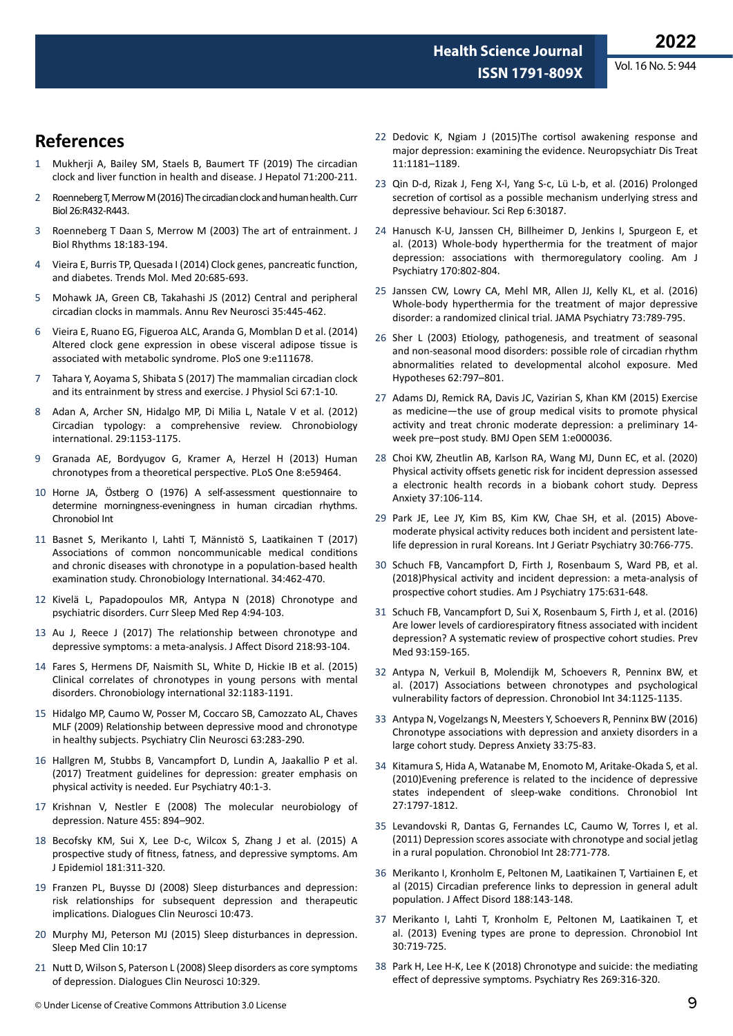## References

1. Mukherji A, Bailey SM, Staels B, Baumert TF (2019) The circadian clock and liver function in health and disease. J Hepatol 71:200-211.
2. Roenneberg T, Merrow M (2016) The circadian clock and human health. Curr Biol 26:R432-R443.
3. Roenneberg T Daan S, Merrow M (2003) The art of entrainment. J Biol Rhythms 18:183-194.
4. Vieira E, Burris TP, Quesada I (2014) Clock genes, pancreatic function, and diabetes. Trends Mol. Med 20:685-693.
5. Mohawk JA, Green CB, Takahashi JS (2012) Central and peripheral circadian clocks in mammals. Annu Rev Neurosci 35:445-462.
6. Vieira E, Ruano EG, Figueroa ALC, Aranda G, Momblan D et al. (2014) Altered clock gene expression in obese visceral adipose tissue is associated with metabolic syndrome. PloS one 9:e111678.
7. Tahara Y, Aoyama S, Shibata S (2017) The mammalian circadian clock and its entrainment by stress and exercise. J Physiol Sci 67:1-10.
8. Adan A, Archer SN, Hidalgo MP, Di Milia L, Natale V et al. (2012) Circadian typology: a comprehensive review. Chronobiology international. 29:1153-1175.
9. Granada AE, Bordyugov G, Kramer A, Herzel H (2013) Human chronotypes from a theoretical perspective. PLoS One 8:e59464.
10. Horne JA, Östberg O (1976) A self-assessment questionnaire to determine morningness-eveningness in human circadian rhythms. Chronobiol Int
11. Basnet S, Merikanto I, Lahti T, Männistö S, Laatikainen T (2017) Associations of common noncommunicable medical conditions and chronic diseases with chronotype in a population-based health examination study. Chronobiology International. 34:462-470.
12. Kivelä L, Papadopoulos MR, Antypa N (2018) Chronotype and psychiatric disorders. Curr Sleep Med Rep 4:94-103.
13. Au J, Reece J (2017) The relationship between chronotype and depressive symptoms: a meta-analysis. J Affect Disord 218:93-104.
14. Fares S, Hermens DF, Naismith SL, White D, Hickie IB et al. (2015) Clinical correlates of chronotypes in young persons with mental disorders. Chronobiology international 32:1183-1191.
15. Hidalgo MP, Caumo W, Posser M, Coccaro SB, Camozzato AL, Chaves MLF (2009) Relationship between depressive mood and chronotype in healthy subjects. Psychiatry Clin Neurosci 63:283-290.
16. Hallgren M, Stubbs B, Vancampfort D, Lundin A, Jaakallio P et al. (2017) Treatment guidelines for depression: greater emphasis on physical activity is needed. Eur Psychiatry 40:1-3.
17. Krishnan V, Nestler E (2008) The molecular neurobiology of depression. Nature 455: 894–902.
18. Becofsky KM, Sui X, Lee D-c, Wilcox S, Zhang J et al. (2015) A prospective study of fitness, fatness, and depressive symptoms. Am J Epidemiol 181:311-320.
19. Franzen PL, Buysse DJ (2008) Sleep disturbances and depression: risk relationships for subsequent depression and therapeutic implications. Dialogues Clin Neurosci 10:473.
20. Murphy MJ, Peterson MJ (2015) Sleep disturbances in depression. Sleep Med Clin 10:17
21. Nutt D, Wilson S, Paterson L (2008) Sleep disorders as core symptoms of depression. Dialogues Clin Neurosci 10:329.
22. Dedovic K, Ngiam J (2015)The cortisol awakening response and major depression: examining the evidence. Neuropsychiatr Dis Treat 11:1181–1189.
23. Qin D-d, Rizak J, Feng X-l, Yang S-c, Lü L-b, et al. (2016) Prolonged secretion of cortisol as a possible mechanism underlying stress and depressive behaviour. Sci Rep 6:30187.
24. Hanusch K-U, Janssen CH, Billheimer D, Jenkins I, Spurgeon E, et al. (2013) Whole-body hyperthermia for the treatment of major depression: associations with thermoregulatory cooling. Am J Psychiatry 170:802-804.
25. Janssen CW, Lowry CA, Mehl MR, Allen JJ, Kelly KL, et al. (2016) Whole-body hyperthermia for the treatment of major depressive disorder: a randomized clinical trial. JAMA Psychiatry 73:789-795.
26. Sher L (2003) Etiology, pathogenesis, and treatment of seasonal and non-seasonal mood disorders: possible role of circadian rhythm abnormalities related to developmental alcohol exposure. Med Hypotheses 62:797–801.
27. Adams DJ, Remick RA, Davis JC, Vazirian S, Khan KM (2015) Exercise as medicine—the use of group medical visits to promote physical activity and treat chronic moderate depression: a preliminary 14-week pre–post study. BMJ Open SEM 1:e000036.
28. Choi KW, Zheutlin AB, Karlson RA, Wang MJ, Dunn EC, et al. (2020) Physical activity offsets genetic risk for incident depression assessed a electronic health records in a biobank cohort study. Depress Anxiety 37:106-114.
29. Park JE, Lee JY, Kim BS, Kim KW, Chae SH, et al. (2015) Above-moderate physical activity reduces both incident and persistent late-life depression in rural Koreans. Int J Geriatr Psychiatry 30:766-775.
30. Schuch FB, Vancampfort D, Firth J, Rosenbaum S, Ward PB, et al. (2018)Physical activity and incident depression: a meta-analysis of prospective cohort studies. Am J Psychiatry 175:631-648.
31. Schuch FB, Vancampfort D, Sui X, Rosenbaum S, Firth J, et al. (2016) Are lower levels of cardiorespiratory fitness associated with incident depression? A systematic review of prospective cohort studies. Prev Med 93:159-165.
32. Antypa N, Verkuil B, Molendijk M, Schoevers R, Penninx BW, et al. (2017) Associations between chronotypes and psychological vulnerability factors of depression. Chronobiol Int 34:1125-1135.
33. Antypa N, Vogelzangs N, Meesters Y, Schoevers R, Penninx BW (2016) Chronotype associations with depression and anxiety disorders in a large cohort study. Depress Anxiety 33:75-83.
34. Kitamura S, Hida A, Watanabe M, Enomoto M, Aritake-Okada S, et al. (2010)Evening preference is related to the incidence of depressive states independent of sleep-wake conditions. Chronobiol Int 27:1797-1812.
35. Levandovski R, Dantas G, Fernandes LC, Caumo W, Torres I, et al. (2011) Depression scores associate with chronotype and social jetlag in a rural population. Chronobiol Int 28:771-778.
36. Merikanto I, Kronholm E, Peltonen M, Laatikainen T, Vartiainen E, et al (2015) Circadian preference links to depression in general adult population. J Affect Disord 188:143-148.
37. Merikanto I, Lahti T, Kronholm E, Peltonen M, Laatikainen T, et al. (2013) Evening types are prone to depression. Chronobiol Int 30:719-725.
38. Park H, Lee H-K, Lee K (2018) Chronotype and suicide: the mediating effect of depressive symptoms. Psychiatry Res 269:316-320.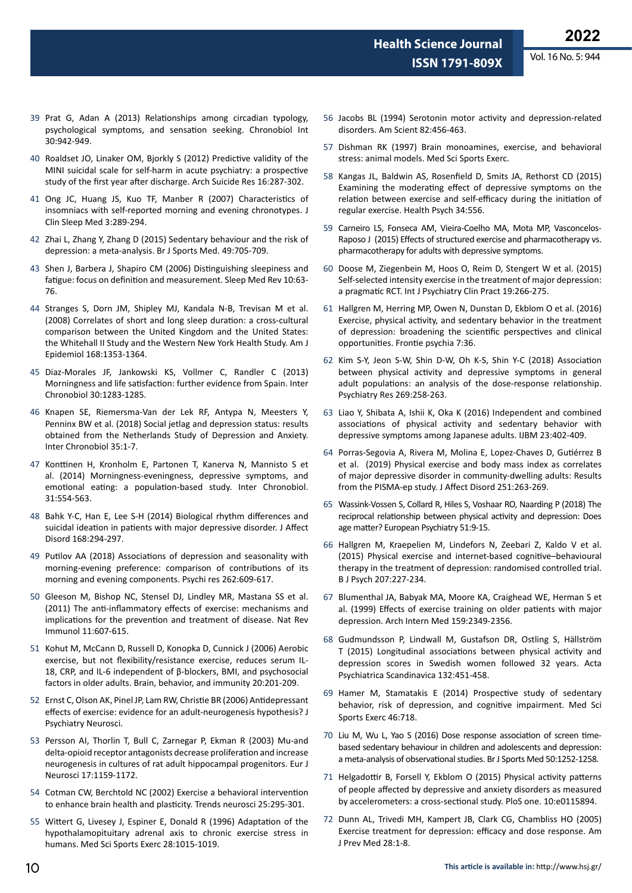39 Prat G, Adan A (2013) Relationships among circadian typology, psychological symptoms, and sensation seeking. Chronobiol Int 30:942-949.

40 Roaldset JO, Linaker OM, Bjorkly S (2012) Predictive validity of the MINI suicidal scale for self-harm in acute psychiatry: a prospective study of the first year after discharge. Arch Suicide Res 16:287-302.

41 Ong JC, Huang JS, Kuo TF, Manber R (2007) Characteristics of insomniacs with self-reported morning and evening chronotypes. J Clin Sleep Med 3:289-294.

42 Zhai L, Zhang Y, Zhang D (2015) Sedentary behaviour and the risk of depression: a meta-analysis. Br J Sports Med. 49:705-709.

43 Shen J, Barbera J, Shapiro CM (2006) Distinguishing sleepiness and fatigue: focus on definition and measurement. Sleep Med Rev 10:63-76.

44 Stranges S, Dorn JM, Shipley MJ, Kandala N-B, Trevisan M et al. (2008) Correlates of short and long sleep duration: a cross-cultural comparison between the United Kingdom and the United States: the Whitehall II Study and the Western New York Health Study. Am J Epidemiol 168:1353-1364.

45 Diaz-Morales JF, Jankowski KS, Vollmer C, Randler C (2013) Morningness and life satisfaction: further evidence from Spain. Inter Chronobiol 30:1283-1285.

46 Knapen SE, Riemersma-Van der Lek RF, Antypa N, Meesters Y, Penninx BW et al. (2018) Social jetlag and depression status: results obtained from the Netherlands Study of Depression and Anxiety. Inter Chronobiol 35:1-7.

47 Konttinen H, Kronholm E, Partonen T, Kanerva N, Mannisto S et al. (2014) Morningness-eveningness, depressive symptoms, and emotional eating: a population-based study. Inter Chronobiol. 31:554-563.

48 Bahk Y-C, Han E, Lee S-H (2014) Biological rhythm differences and suicidal ideation in patients with major depressive disorder. J Affect Disord 168:294-297.

49 Putilov AA (2018) Associations of depression and seasonality with morning-evening preference: comparison of contributions of its morning and evening components. Psychi res 262:609-617.

50 Gleeson M, Bishop NC, Stensel DJ, Lindley MR, Mastana SS et al. (2011) The anti-inflammatory effects of exercise: mechanisms and implications for the prevention and treatment of disease. Nat Rev Immunol 11:607-615.

51 Kohut M, McCann D, Russell D, Konopka D, Cunnick J (2006) Aerobic exercise, but not flexibility/resistance exercise, reduces serum IL-18, CRP, and IL-6 independent of β-blockers, BMI, and psychosocial factors in older adults. Brain, behavior, and immunity 20:201-209.

52 Ernst C, Olson AK, Pinel JP, Lam RW, Christie BR (2006) Antidepressant effects of exercise: evidence for an adult-neurogenesis hypothesis? J Psychiatry Neurosci.

53 Persson AI, Thorlin T, Bull C, Zarnegar P, Ekman R (2003) Mu-and delta-opioid receptor antagonists decrease proliferation and increase neurogenesis in cultures of rat adult hippocampal progenitors. Eur J Neurosci 17:1159-1172.

54 Cotman CW, Berchtold NC (2002) Exercise a behavioral intervention to enhance brain health and plasticity. Trends neurosci 25:295-301.

55 Wittert G, Livesey J, Espiner E, Donald R (1996) Adaptation of the hypothalamopituitary adrenal axis to chronic exercise stress in humans. Med Sci Sports Exerc 28:1015-1019.

56 Jacobs BL (1994) Serotonin motor activity and depression-related disorders. Am Scient 82:456-463.

57 Dishman RK (1997) Brain monoamines, exercise, and behavioral stress: animal models. Med Sci Sports Exerc.

58 Kangas JL, Baldwin AS, Rosenfield D, Smits JA, Rethorst CD (2015) Examining the moderating effect of depressive symptoms on the relation between exercise and self-efficacy during the initiation of regular exercise. Health Psych 34:556.

59 Carneiro LS, Fonseca AM, Vieira-Coelho MA, Mota MP, Vasconcelos-Raposo J (2015) Effects of structured exercise and pharmacotherapy vs. pharmacotherapy for adults with depressive symptoms.

60 Doose M, Ziegenbein M, Hoos O, Reim D, Stengert W et al. (2015) Self-selected intensity exercise in the treatment of major depression: a pragmatic RCT. Int J Psychiatry Clin Pract 19:266-275.

61 Hallgren M, Herring MP, Owen N, Dunstan D, Ekblom O et al. (2016) Exercise, physical activity, and sedentary behavior in the treatment of depression: broadening the scientific perspectives and clinical opportunities. Frontie psychia 7:36.

62 Kim S-Y, Jeon S-W, Shin D-W, Oh K-S, Shin Y-C (2018) Association between physical activity and depressive symptoms in general adult populations: an analysis of the dose-response relationship. Psychiatry Res 269:258-263.

63 Liao Y, Shibata A, Ishii K, Oka K (2016) Independent and combined associations of physical activity and sedentary behavior with depressive symptoms among Japanese adults. IJBM 23:402-409.

64 Porras-Segovia A, Rivera M, Molina E, Lopez-Chaves D, Gutiérrez B et al. (2019) Physical exercise and body mass index as correlates of major depressive disorder in community-dwelling adults: Results from the PISMA-ep study. J Affect Disord 251:263-269.

65 Wassink-Vossen S, Collard R, Hiles S, Voshaar RO, Naarding P (2018) The reciprocal relationship between physical activity and depression: Does age matter? European Psychiatry 51:9-15.

66 Hallgren M, Kraepelien M, Lindefors N, Zeebari Z, Kaldo V et al. (2015) Physical exercise and internet-based cognitive–behavioural therapy in the treatment of depression: randomised controlled trial. B J Psych 207:227-234.

67 Blumenthal JA, Babyak MA, Moore KA, Craighead WE, Herman S et al. (1999) Effects of exercise training on older patients with major depression. Arch Intern Med 159:2349-2356.

68 Gudmundsson P, Lindwall M, Gustafson DR, Ostling S, Hällström T (2015) Longitudinal associations between physical activity and depression scores in Swedish women followed 32 years. Acta Psychiatrica Scandinavica 132:451-458.

69 Hamer M, Stamatakis E (2014) Prospective study of sedentary behavior, risk of depression, and cognitive impairment. Med Sci Sports Exerc 46:718.

70 Liu M, Wu L, Yao S (2016) Dose response association of screen time-based sedentary behaviour in children and adolescents and depression: a meta-analysis of observational studies. Br J Sports Med 50:1252-1258.

71 Helgadottir B, Forsell Y, Ekblom O (2015) Physical activity patterns of people affected by depressive and anxiety disorders as measured by accelerometers: a cross-sectional study. PloS one. 10:e0115894.

72 Dunn AL, Trivedi MH, Kampert JB, Clark CG, Chambliss HO (2005) Exercise treatment for depression: efficacy and dose response. Am J Prev Med 28:1-8.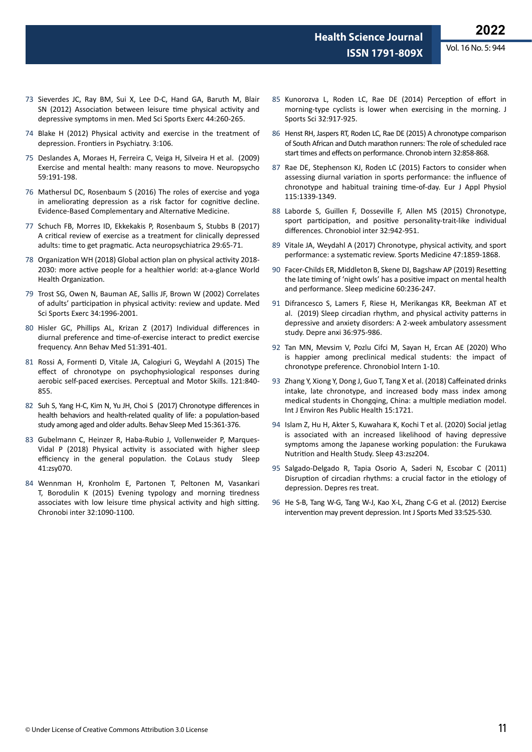73 Sieverdes JC, Ray BM, Sui X, Lee D-C, Hand GA, Baruth M, Blair SN (2012) Association between leisure time physical activity and depressive symptoms in men. Med Sci Sports Exerc 44:260-265.

74 Blake H (2012) Physical activity and exercise in the treatment of depression. Frontiers in Psychiatry. 3:106.

75 Deslandes A, Moraes H, Ferreira C, Veiga H, Silveira H et al. (2009) Exercise and mental health: many reasons to move. Neuropsycho 59:191-198.

76 Mathersul DC, Rosenbaum S (2016) The roles of exercise and yoga in ameliorating depression as a risk factor for cognitive decline. Evidence-Based Complementary and Alternative Medicine.

77 Schuch FB, Morres ID, Ekkekakis P, Rosenbaum S, Stubbs B (2017) A critical review of exercise as a treatment for clinically depressed adults: time to get pragmatic. Acta neuropsychiatrica 29:65-71.

78 Organization WH (2018) Global action plan on physical activity 2018-2030: more active people for a healthier world: at-a-glance World Health Organization.

79 Trost SG, Owen N, Bauman AE, Sallis JF, Brown W (2002) Correlates of adults' participation in physical activity: review and update. Med Sci Sports Exerc 34:1996-2001.

80 Hisler GC, Phillips AL, Krizan Z (2017) Individual differences in diurnal preference and time-of-exercise interact to predict exercise frequency. Ann Behav Med 51:391-401.

81 Rossi A, Formenti D, Vitale JA, Calogiuri G, Weydahl A (2015) The effect of chronotype on psychophysiological responses during aerobic self-paced exercises. Perceptual and Motor Skills. 121:840-855.

82 Suh S, Yang H-C, Kim N, Yu JH, Choi S (2017) Chronotype differences in health behaviors and health-related quality of life: a population-based study among aged and older adults. Behav Sleep Med 15:361-376.

83 Gubelmann C, Heinzer R, Haba-Rubio J, Vollenweider P, Marques-Vidal P (2018) Physical activity is associated with higher sleep efficiency in the general population. the CoLaus study Sleep 41:zsy070.

84 Wennman H, Kronholm E, Partonen T, Peltonen M, Vasankari T, Borodulin K (2015) Evening typology and morning tiredness associates with low leisure time physical activity and high sitting. Chronobi inter 32:1090-1100.

85 Kunorozva L, Roden LC, Rae DE (2014) Perception of effort in morning-type cyclists is lower when exercising in the morning. J Sports Sci 32:917-925.

86 Henst RH, Jaspers RT, Roden LC, Rae DE (2015) A chronotype comparison of South African and Dutch marathon runners: The role of scheduled race start times and effects on performance. Chronob intern 32:858-868.

87 Rae DE, Stephenson KJ, Roden LC (2015) Factors to consider when assessing diurnal variation in sports performance: the influence of chronotype and habitual training time-of-day. Eur J Appl Physiol 115:1339-1349.

88 Laborde S, Guillen F, Dosseville F, Allen MS (2015) Chronotype, sport participation, and positive personality-trait-like individual differences. Chronobiol inter 32:942-951.

89 Vitale JA, Weydahl A (2017) Chronotype, physical activity, and sport performance: a systematic review. Sports Medicine 47:1859-1868.

90 Facer-Childs ER, Middleton B, Skene DJ, Bagshaw AP (2019) Resetting the late timing of 'night owls' has a positive impact on mental health and performance. Sleep medicine 60:236-247.

91 Difrancesco S, Lamers F, Riese H, Merikangas KR, Beekman AT et al. (2019) Sleep circadian rhythm, and physical activity patterns in depressive and anxiety disorders: A 2-week ambulatory assessment study. Depre anxi 36:975-986.

92 Tan MN, Mevsim V, Pozlu Cifci M, Sayan H, Ercan AE (2020) Who is happier among preclinical medical students: the impact of chronotype preference. Chronobiol Intern 1-10.

93 Zhang Y, Xiong Y, Dong J, Guo T, Tang X et al. (2018) Caffeinated drinks intake, late chronotype, and increased body mass index among medical students in Chongqing, China: a multiple mediation model. Int J Environ Res Public Health 15:1721.

94 Islam Z, Hu H, Akter S, Kuwahara K, Kochi T et al. (2020) Social jetlag is associated with an increased likelihood of having depressive symptoms among the Japanese working population: the Furukawa Nutrition and Health Study. Sleep 43:zsz204.

95 Salgado-Delgado R, Tapia Osorio A, Saderi N, Escobar C (2011) Disruption of circadian rhythms: a crucial factor in the etiology of depression. Depres res treat.

96 He S-B, Tang W-G, Tang W-J, Kao X-L, Zhang C-G et al. (2012) Exercise intervention may prevent depression. Int J Sports Med 33:525-530.

© Under License of Creative Commons Attribution 3.0 License